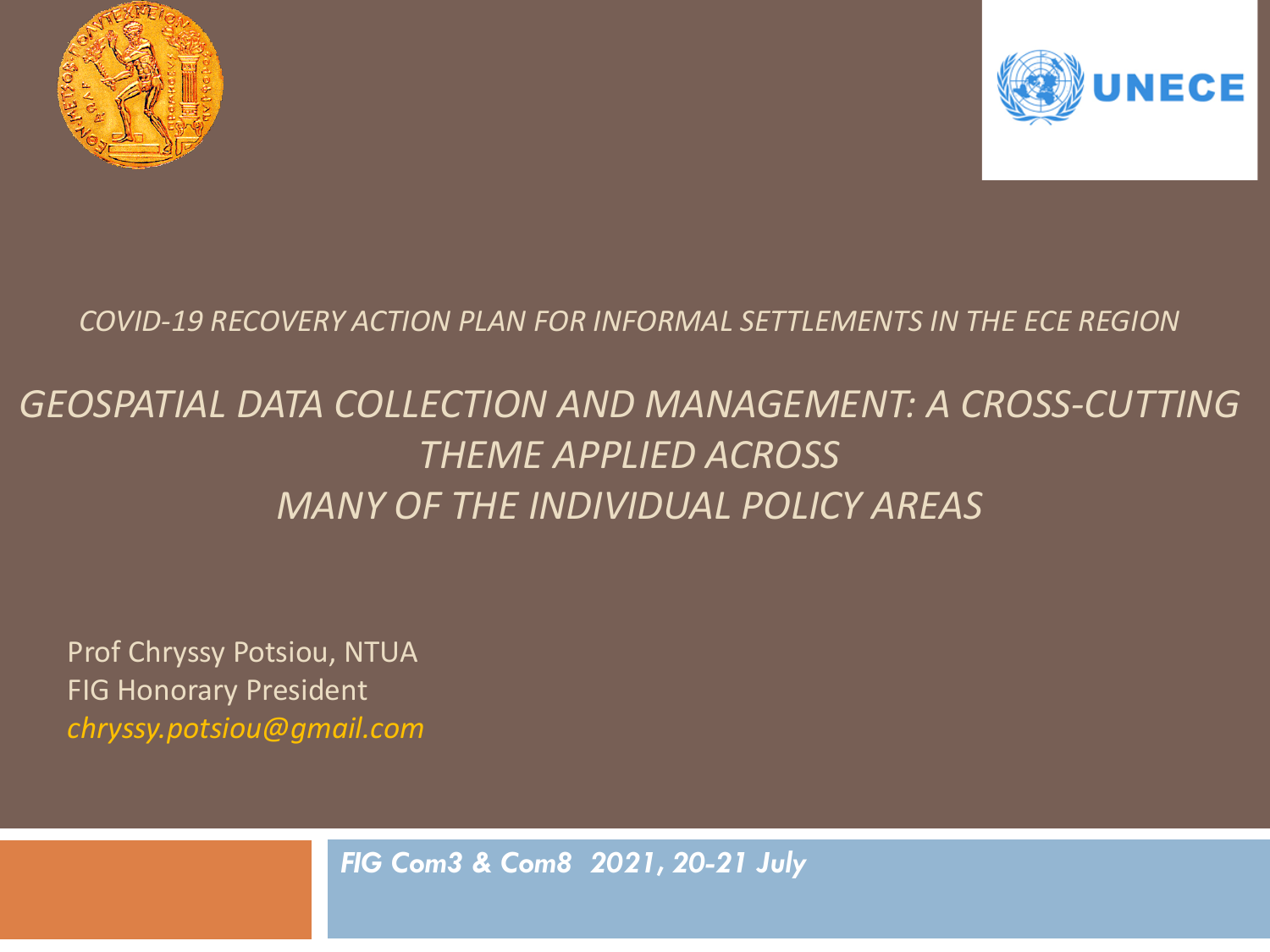*COVID-19 RECOVERY ACTION PLAN FOR INFORMAL SETTLEMENTS IN THE ECE REGION*

# *GEOSPATIAL DATA COLLECTION AND MANAGEMENT: A CROSS-CUTTING THEME APPLIED ACROSS MANY OF THE INDIVIDUAL POLICY AREAS*

Prof Chryssy Potsiou, NTUA
FIG Honorary President
*chryssy.potsiou@gmail.com*

***FIG Com3 & Com8 2021, 20-21 July***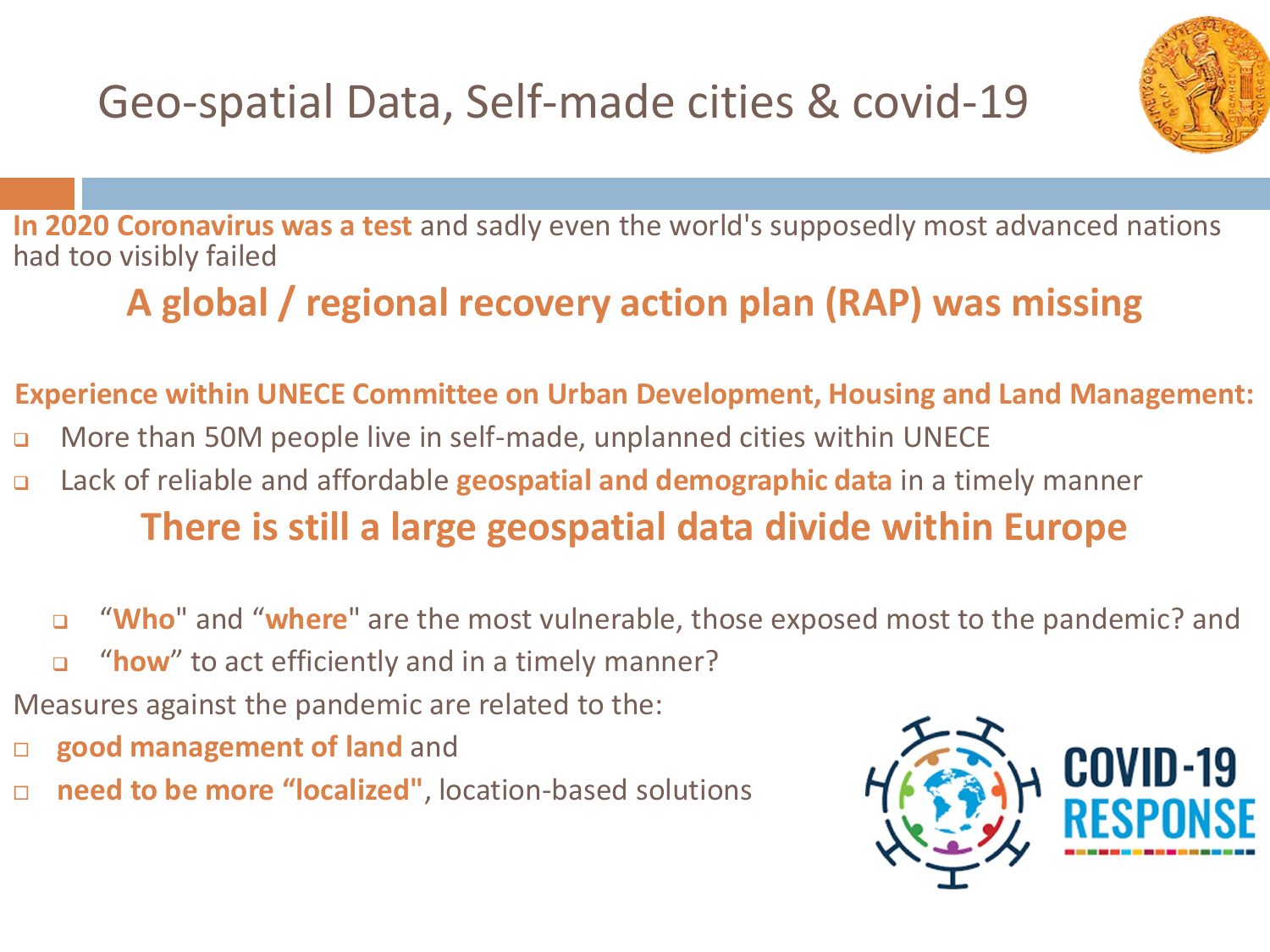# Geo-spatial Data, Self-made cities & covid-19

**In 2020 Coronavirus was a test** and sadly even the world's supposedly most advanced nations had too visibly failed

## A global / regional recovery action plan (RAP) was missing

**Experience within UNECE Committee on Urban Development, Housing and Land Management:**

- More than 50M people live in self-made, unplanned cities within UNECE
- Lack of reliable and affordable **geospatial and demographic data** in a timely manner

## There is still a large geospatial data divide within Europe

- "**Who**" and "**where**" are the most vulnerable, those exposed most to the pandemic? and
- "**how**" to act efficiently and in a timely manner?

Measures against the pandemic are related to the:

- **good management of land** and
- **need to be more "localized"**, location-based solutions

COVID-19 RESPONSE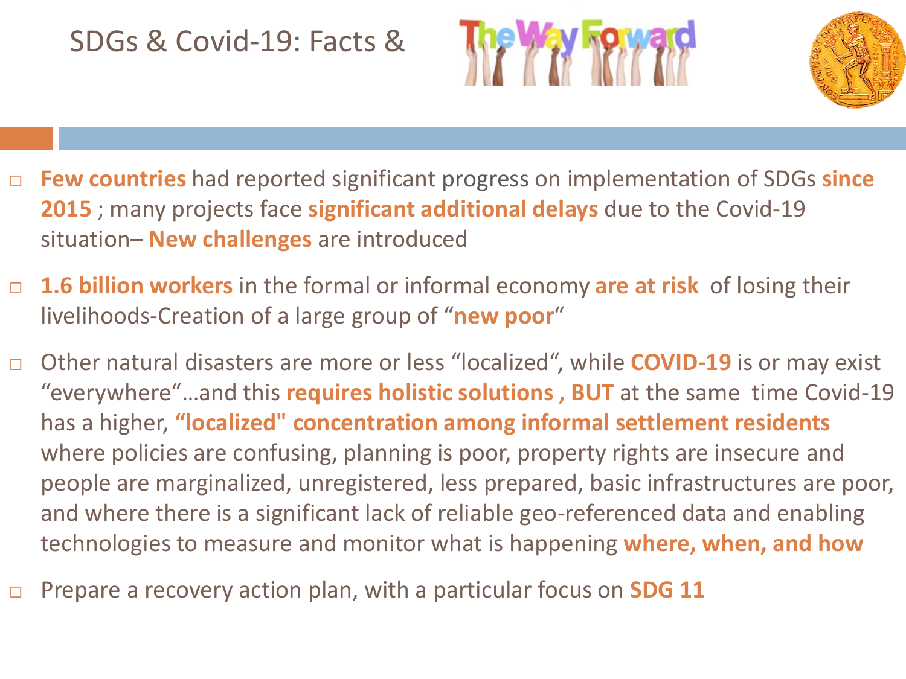# SDGs & Covid-19: Facts & The Way Forward

- **Few countries** had reported significant progress on implementation of SDGs **since 2015** ; many projects face **significant additional delays** due to the Covid-19 situation– **New challenges** are introduced
- **1.6 billion workers** in the formal or informal economy **are at risk** of losing their livelihoods-Creation of a large group of "**new poor**"
- Other natural disasters are more or less "localized", while **COVID-19** is or may exist "everywhere"…and this **requires holistic solutions , BUT** at the same time Covid-19 has a higher, **"localized" concentration among informal settlement residents** where policies are confusing, planning is poor, property rights are insecure and people are marginalized, unregistered, less prepared, basic infrastructures are poor, and where there is a significant lack of reliable geo-referenced data and enabling technologies to measure and monitor what is happening **where, when, and how**
- Prepare a recovery action plan, with a particular focus on **SDG 11**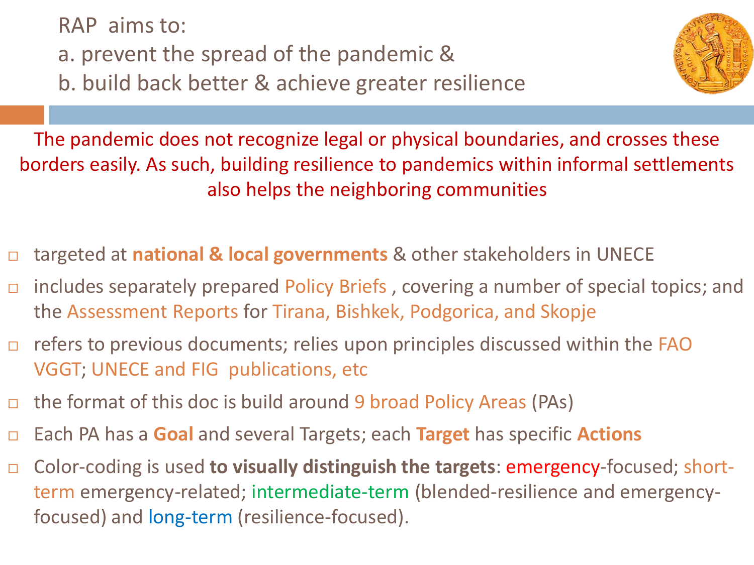RAP aims to:

a. prevent the spread of the pandemic &

b. build back better & achieve greater resilience

The pandemic does not recognize legal or physical boundaries, and crosses these borders easily. As such, building resilience to pandemics within informal settlements also helps the neighboring communities

- targeted at **national & local governments** & other stakeholders in UNECE
- includes separately prepared Policy Briefs , covering a number of special topics; and the Assessment Reports for Tirana, Bishkek, Podgorica, and Skopje
- refers to previous documents; relies upon principles discussed within the FAO VGGT; UNECE and FIG publications, etc
- the format of this doc is build around 9 broad Policy Areas (PAs)
- Each PA has a **Goal** and several Targets; each **Target** has specific **Actions**
- Color-coding is used **to visually distinguish the targets**: emergency-focused; short-term emergency-related; intermediate-term (blended-resilience and emergency-focused) and long-term (resilience-focused).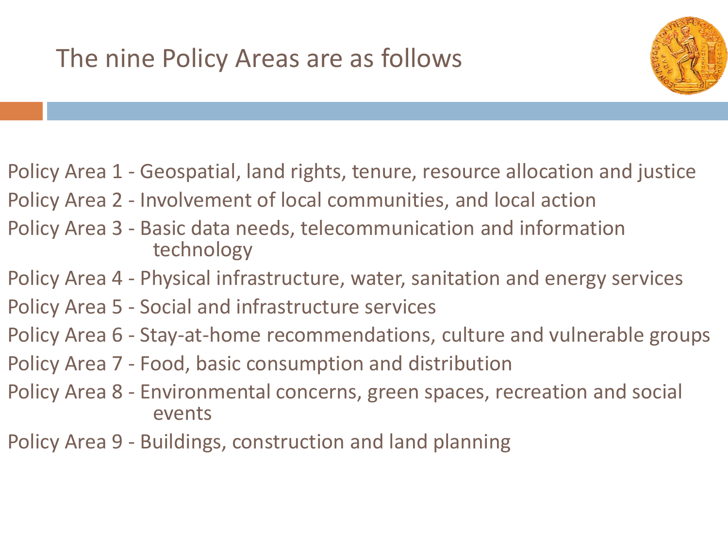# The nine Policy Areas are as follows

Policy Area 1 - Geospatial, land rights, tenure, resource allocation and justice

Policy Area 2 - Involvement of local communities, and local action

Policy Area 3 - Basic data needs, telecommunication and information technology

Policy Area 4 - Physical infrastructure, water, sanitation and energy services

Policy Area 5 - Social and infrastructure services

Policy Area 6 - Stay-at-home recommendations, culture and vulnerable groups

Policy Area 7 - Food, basic consumption and distribution

Policy Area 8 - Environmental concerns, green spaces, recreation and social events

Policy Area 9 - Buildings, construction and land planning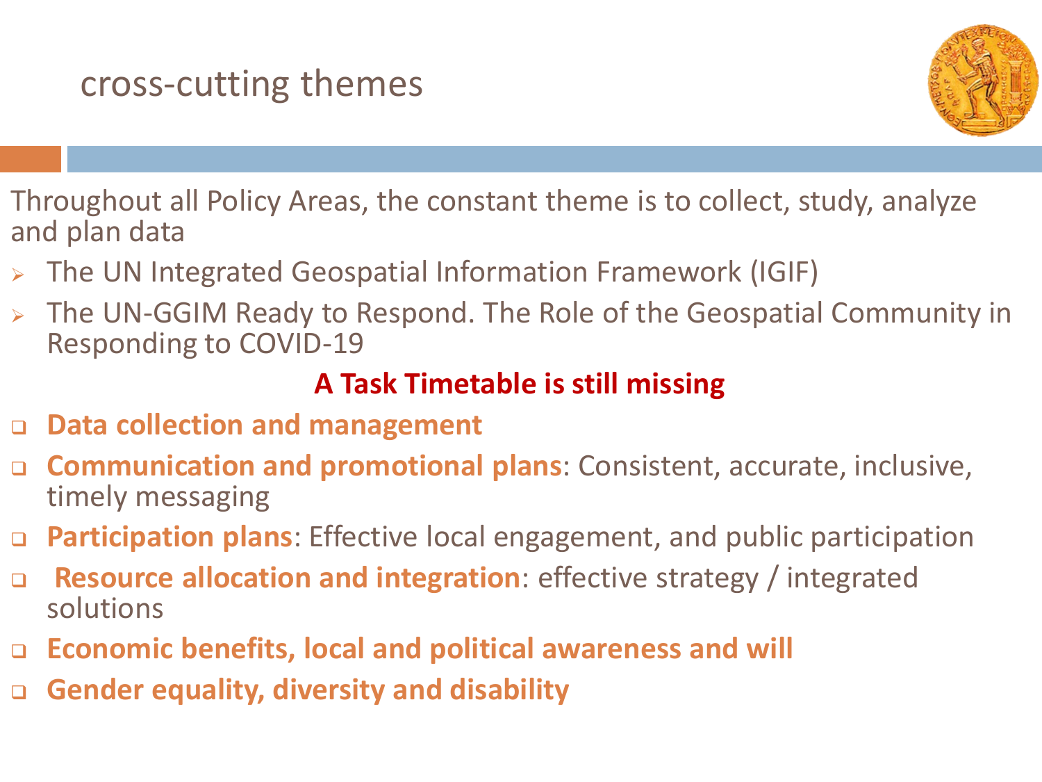# cross-cutting themes

Throughout all Policy Areas, the constant theme is to collect, study, analyze and plan data

- The UN Integrated Geospatial Information Framework (IGIF)
- The UN-GGIM Ready to Respond. The Role of the Geospatial Community in Responding to COVID-19

**A Task Timetable is still missing**

- **Data collection and management**
- **Communication and promotional plans**: Consistent, accurate, inclusive, timely messaging
- **Participation plans**: Effective local engagement, and public participation
- **Resource allocation and integration**: effective strategy / integrated solutions
- **Economic benefits, local and political awareness and will**
- **Gender equality, diversity and disability**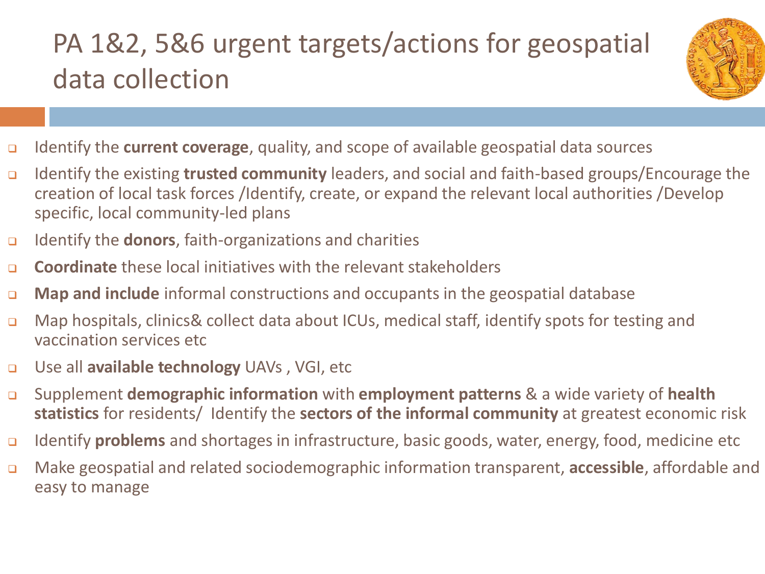# PA 1&2, 5&6 urgent targets/actions for geospatial data collection

- Identify the **current coverage**, quality, and scope of available geospatial data sources
- Identify the existing **trusted community** leaders, and social and faith-based groups/Encourage the creation of local task forces /Identify, create, or expand the relevant local authorities /Develop specific, local community-led plans
- Identify the **donors**, faith-organizations and charities
- **Coordinate** these local initiatives with the relevant stakeholders
- **Map and include** informal constructions and occupants in the geospatial database
- Map hospitals, clinics& collect data about ICUs, medical staff, identify spots for testing and vaccination services etc
- Use all **available technology** UAVs , VGI, etc
- Supplement **demographic information** with **employment patterns** & a wide variety of **health statistics** for residents/ Identify the **sectors of the informal community** at greatest economic risk
- Identify **problems** and shortages in infrastructure, basic goods, water, energy, food, medicine etc
- Make geospatial and related sociodemographic information transparent, **accessible**, affordable and easy to manage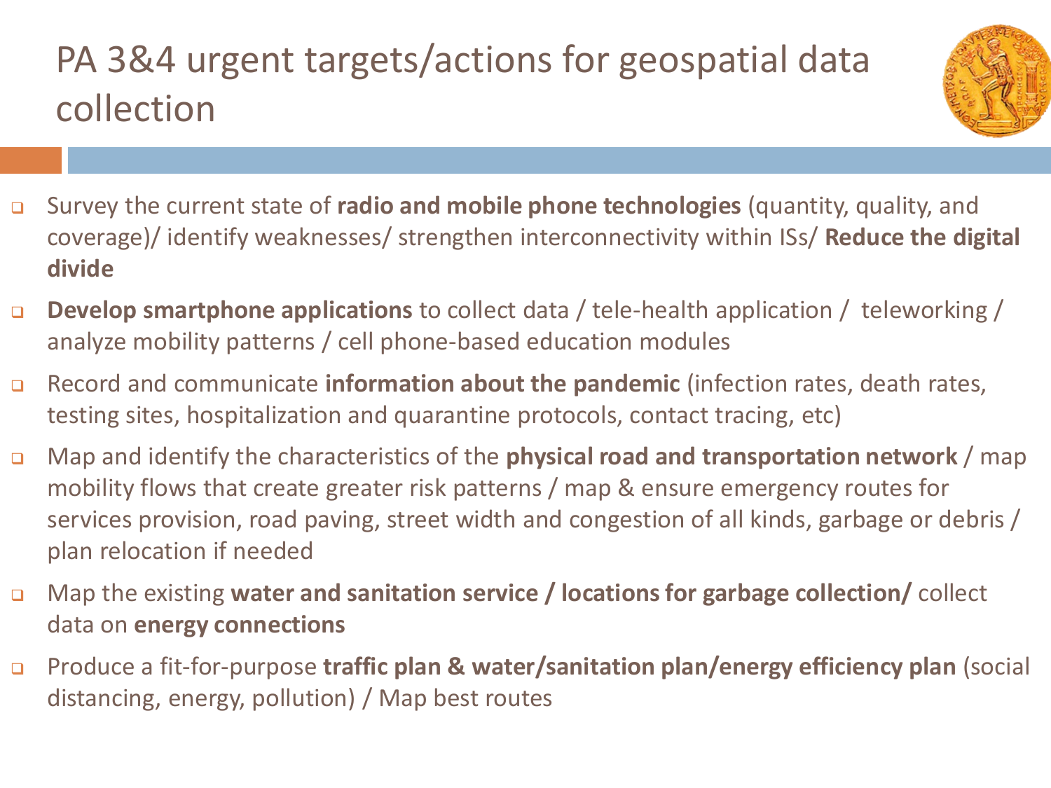# PA 3&4 urgent targets/actions for geospatial data collection

- Survey the current state of **radio and mobile phone technologies** (quantity, quality, and coverage)/ identify weaknesses/ strengthen interconnectivity within ISs/ **Reduce the digital divide**
- **Develop smartphone applications** to collect data / tele-health application / teleworking / analyze mobility patterns / cell phone-based education modules
- Record and communicate **information about the pandemic** (infection rates, death rates, testing sites, hospitalization and quarantine protocols, contact tracing, etc)
- Map and identify the characteristics of the **physical road and transportation network** / map mobility flows that create greater risk patterns / map & ensure emergency routes for services provision, road paving, street width and congestion of all kinds, garbage or debris / plan relocation if needed
- Map the existing **water and sanitation service / locations for garbage collection/** collect data on **energy connections**
- Produce a fit-for-purpose **traffic plan & water/sanitation plan/energy efficiency plan** (social distancing, energy, pollution) / Map best routes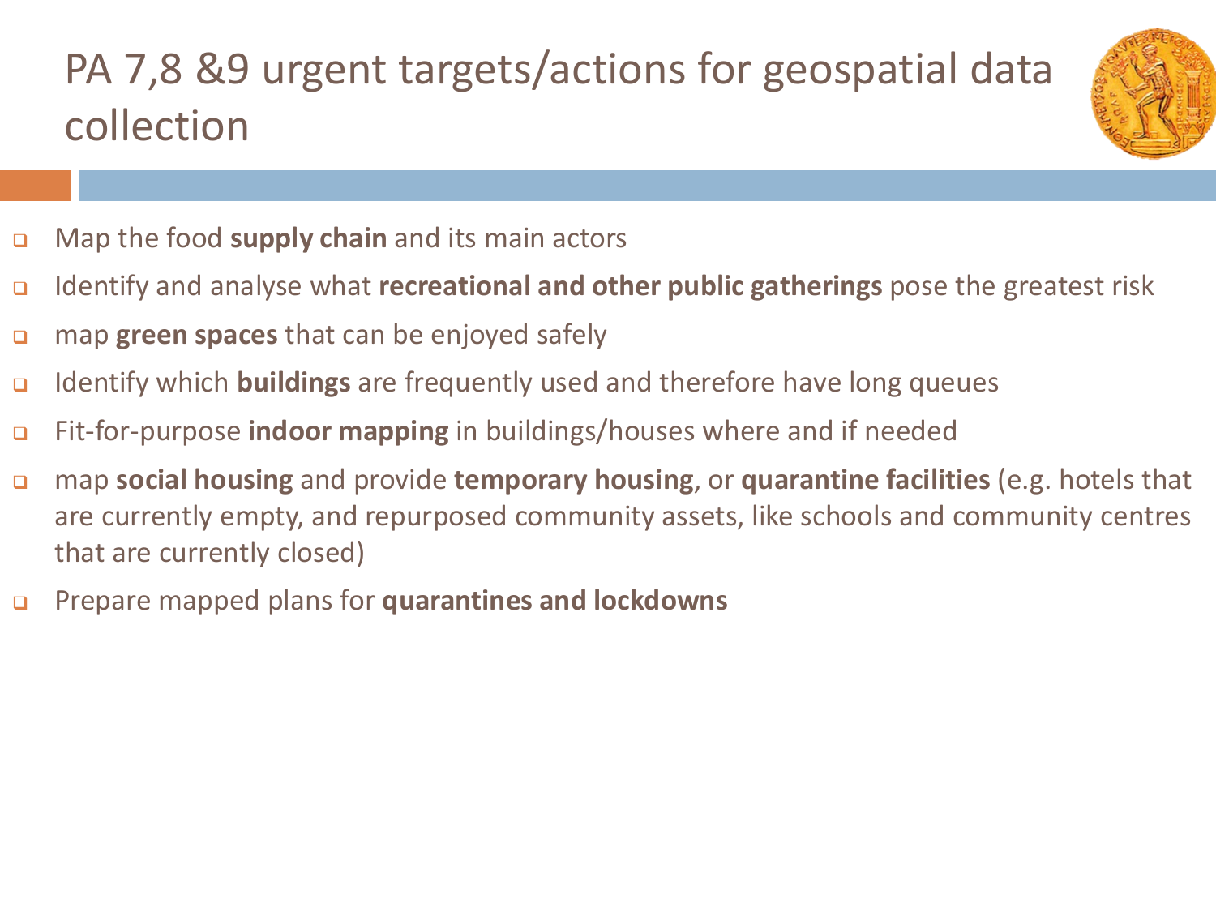# PA 7,8 &9 urgent targets/actions for geospatial data collection

- Map the food **supply chain** and its main actors
- Identify and analyse what **recreational and other public gatherings** pose the greatest risk
- map **green spaces** that can be enjoyed safely
- Identify which **buildings** are frequently used and therefore have long queues
- Fit-for-purpose **indoor mapping** in buildings/houses where and if needed
- map **social housing** and provide **temporary housing**, or **quarantine facilities** (e.g. hotels that are currently empty, and repurposed community assets, like schools and community centres that are currently closed)
- Prepare mapped plans for **quarantines and lockdowns**